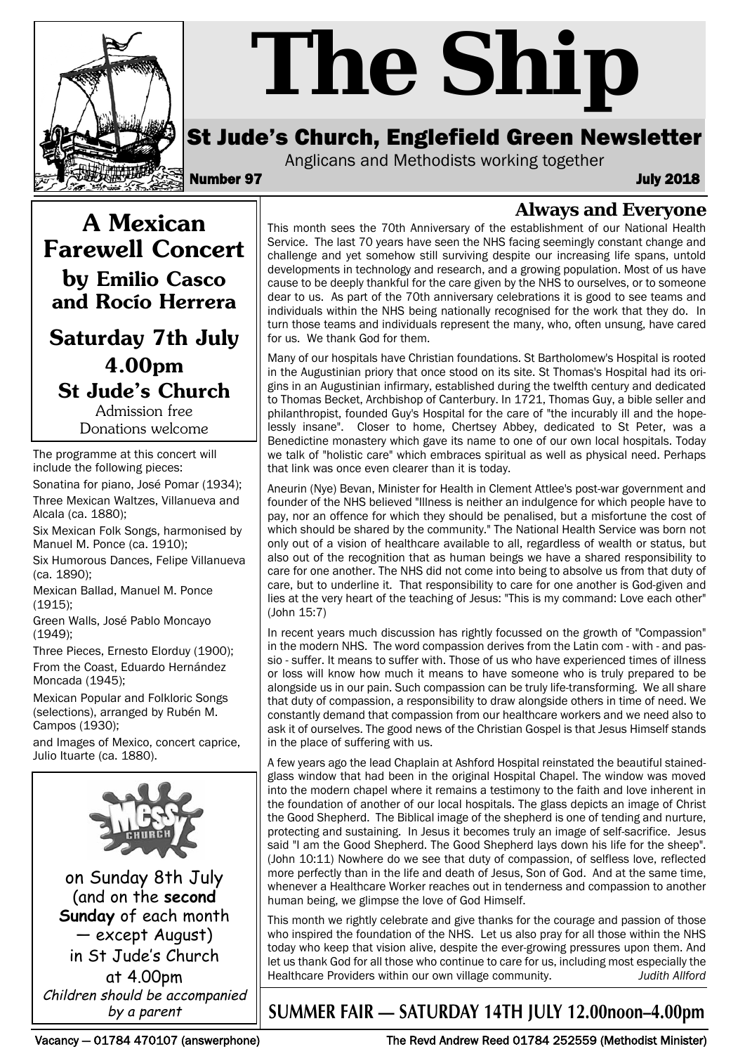# The Ship

## St Jude's Church, Englefield Green Newsletter

Anglicans and Methodists working together

**Number 97** **July 2018**

## A Mexican Farewell Concert

### by Emilio Casco and Rocío Herrera

### Saturday 7th July 4.00pm St Jude's Church

Admission free
Donations welcome

The programme at this concert will include the following pieces:

Sonatina for piano, José Pomar (1934);
Three Mexican Waltzes, Villanueva and Alcala (ca. 1880);
Six Mexican Folk Songs, harmonised by Manuel M. Ponce (ca. 1910);
Six Humorous Dances, Felipe Villanueva (ca. 1890);
Mexican Ballad, Manuel M. Ponce (1915);
Green Walls, José Pablo Moncayo (1949);
Three Pieces, Ernesto Elorduy (1900);
From the Coast, Eduardo Hernández Moncada (1945);
Mexican Popular and Folkloric Songs (selections), arranged by Rubén M. Campos (1930);
and Images of Mexico, concert caprice, Julio Ituarte (ca. 1880).

Messy Church

on Sunday 8th July
(and on the **second Sunday** of each month — except August)
in St Jude's Church
at 4.00pm

*Children should be accompanied by a parent*

## Always and Everyone

This month sees the 70th Anniversary of the establishment of our National Health Service. The last 70 years have seen the NHS facing seemingly constant change and challenge and yet somehow still surviving despite our increasing life spans, untold developments in technology and research, and a growing population. Most of us have cause to be deeply thankful for the care given by the NHS to ourselves, or to someone dear to us. As part of the 70th anniversary celebrations it is good to see teams and individuals within the NHS being nationally recognised for the work that they do. In turn those teams and individuals represent the many, who, often unsung, have cared for us. We thank God for them.

Many of our hospitals have Christian foundations. St Bartholomew's Hospital is rooted in the Augustinian priory that once stood on its site. St Thomas's Hospital had its origins in an Augustinian infirmary, established during the twelfth century and dedicated to Thomas Becket, Archbishop of Canterbury. In 1721, Thomas Guy, a bible seller and philanthropist, founded Guy's Hospital for the care of "the incurably ill and the hopelessly insane". Closer to home, Chertsey Abbey, dedicated to St Peter, was a Benedictine monastery which gave its name to one of our own local hospitals. Today we talk of "holistic care" which embraces spiritual as well as physical need. Perhaps that link was once even clearer than it is today.

Aneurin (Nye) Bevan, Minister for Health in Clement Attlee's post-war government and founder of the NHS believed "Illness is neither an indulgence for which people have to pay, nor an offence for which they should be penalised, but a misfortune the cost of which should be shared by the community." The National Health Service was born not only out of a vision of healthcare available to all, regardless of wealth or status, but also out of the recognition that as human beings we have a shared responsibility to care for one another. The NHS did not come into being to absolve us from that duty of care, but to underline it. That responsibility to care for one another is God-given and lies at the very heart of the teaching of Jesus: "This is my command: Love each other" (John 15:7)

In recent years much discussion has rightly focussed on the growth of "Compassion" in the modern NHS. The word compassion derives from the Latin com - with - and passio - suffer. It means to suffer with. Those of us who have experienced times of illness or loss will know how much it means to have someone who is truly prepared to be alongside us in our pain. Such compassion can be truly life-transforming. We all share that duty of compassion, a responsibility to draw alongside others in time of need. We constantly demand that compassion from our healthcare workers and we need also to ask it of ourselves. The good news of the Christian Gospel is that Jesus Himself stands in the place of suffering with us.

A few years ago the lead Chaplain at Ashford Hospital reinstated the beautiful stained-glass window that had been in the original Hospital Chapel. The window was moved into the modern chapel where it remains a testimony to the faith and love inherent in the foundation of another of our local hospitals. The glass depicts an image of Christ the Good Shepherd. The Biblical image of the shepherd is one of tending and nurture, protecting and sustaining. In Jesus it becomes truly an image of self-sacrifice. Jesus said "I am the Good Shepherd. The Good Shepherd lays down his life for the sheep". (John 10:11) Nowhere do we see that duty of compassion, of selfless love, reflected more perfectly than in the life and death of Jesus, Son of God. And at the same time, whenever a Healthcare Worker reaches out in tenderness and compassion to another human being, we glimpse the love of God Himself.

This month we rightly celebrate and give thanks for the courage and passion of those who inspired the foundation of the NHS. Let us also pray for all those within the NHS today who keep that vision alive, despite the ever-growing pressures upon them. And let us thank God for all those who continue to care for us, including most especially the Healthcare Providers within our own village community.

*Judith Allford*

## SUMMER FAIR — SATURDAY 14TH JULY 12.00noon–4.00pm

Vacancy — 01784 470107 (answerphone) The Revd Andrew Reed 01784 252559 (Methodist Minister)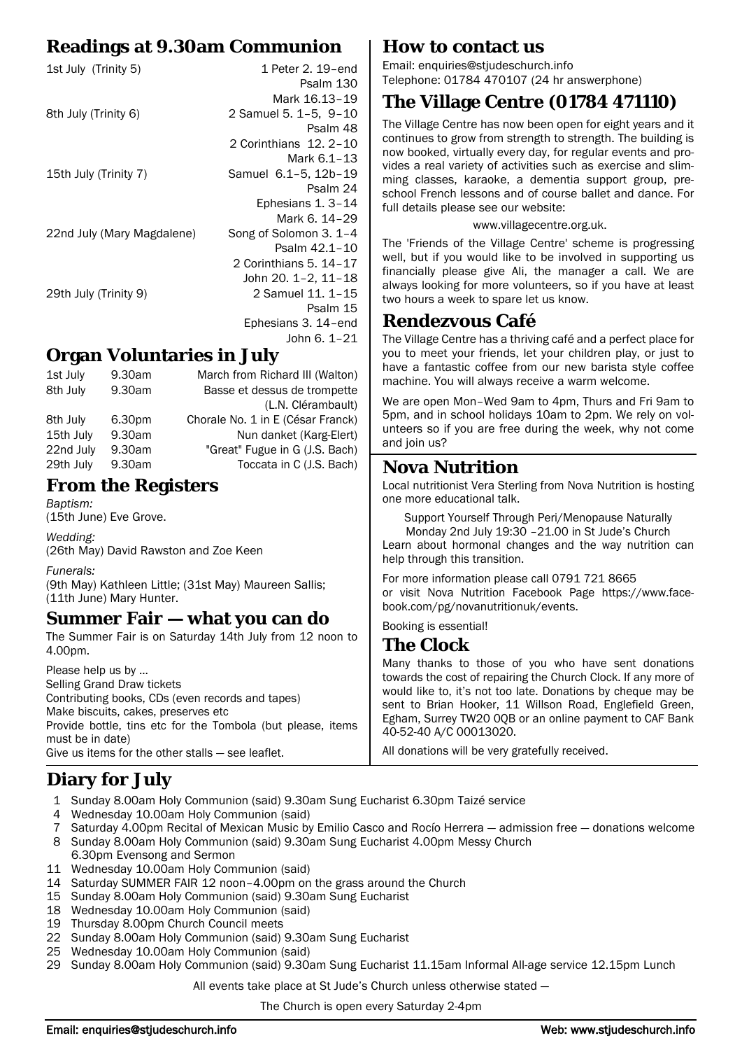## Readings at 9.30am Communion

| | |
|---|---|
| 1st July (Trinity 5) | 1 Peter 2. 19–end<br>Psalm 130<br>Mark 16.13–19 |
| 8th July (Trinity 6) | 2 Samuel 5. 1–5, 9–10<br>Psalm 48<br>2 Corinthians 12. 2–10<br>Mark 6.1–13 |
| 15th July (Trinity 7) | Samuel 6.1–5, 12b–19<br>Psalm 24<br>Ephesians 1. 3–14<br>Mark 6. 14–29 |
| 22nd July (Mary Magdalene) | Song of Solomon 3. 1–4<br>Psalm 42.1–10<br>2 Corinthians 5. 14–17<br>John 20. 1–2, 11–18 |
| 29th July (Trinity 9) | 2 Samuel 11. 1–15<br>Psalm 15<br>Ephesians 3. 14–end<br>John 6. 1–21 |

## Organ Voluntaries in July

| | | |
|---|---|---|
| 1st July | 9.30am | March from Richard III (Walton) |
| 8th July | 9.30am | Basse et dessus de trompette (L.N. Clérambault) |
| 8th July | 6.30pm | Chorale No. 1 in E (César Franck) |
| 15th July | 9.30am | Nun danket (Karg-Elert) |
| 22nd July | 9.30am | "Great" Fugue in G (J.S. Bach) |
| 29th July | 9.30am | Toccata in C (J.S. Bach) |

## From the Registers

*Baptism:*
(15th June) Eve Grove.

*Wedding:*
(26th May) David Rawston and Zoe Keen

*Funerals:*
(9th May) Kathleen Little; (31st May) Maureen Sallis; (11th June) Mary Hunter.

## Summer Fair — what you can do

The Summer Fair is on Saturday 14th July from 12 noon to 4.00pm.

Please help us by ...
Selling Grand Draw tickets
Contributing books, CDs (even records and tapes)
Make biscuits, cakes, preserves etc
Provide bottle, tins etc for the Tombola (but please, items must be in date)
Give us items for the other stalls — see leaflet.

## How to contact us

Email: enquiries@stjudeschurch.info
Telephone: 01784 470107 (24 hr answerphone)

## The Village Centre (01784 471110)

The Village Centre has now been open for eight years and it continues to grow from strength to strength. The building is now booked, virtually every day, for regular events and provides a real variety of activities such as exercise and slimming classes, karaoke, a dementia support group, pre-school French lessons and of course ballet and dance. For full details please see our website:

www.villagecentre.org.uk.

The 'Friends of the Village Centre' scheme is progressing well, but if you would like to be involved in supporting us financially please give Ali, the manager a call. We are always looking for more volunteers, so if you have at least two hours a week to spare let us know.

## Rendezvous Café

The Village Centre has a thriving café and a perfect place for you to meet your friends, let your children play, or just to have a fantastic coffee from our new barista style coffee machine. You will always receive a warm welcome.

We are open Mon–Wed 9am to 4pm, Thurs and Fri 9am to 5pm, and in school holidays 10am to 2pm. We rely on volunteers so if you are free during the week, why not come and join us?

## Nova Nutrition

Local nutritionist Vera Sterling from Nova Nutrition is hosting one more educational talk.

Support Yourself Through Peri/Menopause Naturally
Monday 2nd July 19:30 –21.00 in St Jude's Church

Learn about hormonal changes and the way nutrition can help through this transition.

For more information please call 0791 721 8665
or visit Nova Nutrition Facebook Page https://www.facebook.com/pg/novanutritionuk/events.

Booking is essential!

## The Clock

Many thanks to those of you who have sent donations towards the cost of repairing the Church Clock. If any more of would like to, it's not too late. Donations by cheque may be sent to Brian Hooker, 11 Willson Road, Englefield Green, Egham, Surrey TW20 0QB or an online payment to CAF Bank 40-52-40 A/C 00013020.

All donations will be very gratefully received.

## Diary for July

1 Sunday 8.00am Holy Communion (said) 9.30am Sung Eucharist 6.30pm Taizé service
4 Wednesday 10.00am Holy Communion (said)
7 Saturday 4.00pm Recital of Mexican Music by Emilio Casco and Rocío Herrera — admission free — donations welcome
8 Sunday 8.00am Holy Communion (said) 9.30am Sung Eucharist 4.00pm Messy Church 6.30pm Evensong and Sermon
11 Wednesday 10.00am Holy Communion (said)
14 Saturday SUMMER FAIR 12 noon–4.00pm on the grass around the Church
15 Sunday 8.00am Holy Communion (said) 9.30am Sung Eucharist
18 Wednesday 10.00am Holy Communion (said)
19 Thursday 8.00pm Church Council meets
22 Sunday 8.00am Holy Communion (said) 9.30am Sung Eucharist
25 Wednesday 10.00am Holy Communion (said)
29 Sunday 8.00am Holy Communion (said) 9.30am Sung Eucharist 11.15am Informal All-age service 12.15pm Lunch

All events take place at St Jude's Church unless otherwise stated —

The Church is open every Saturday 2-4pm